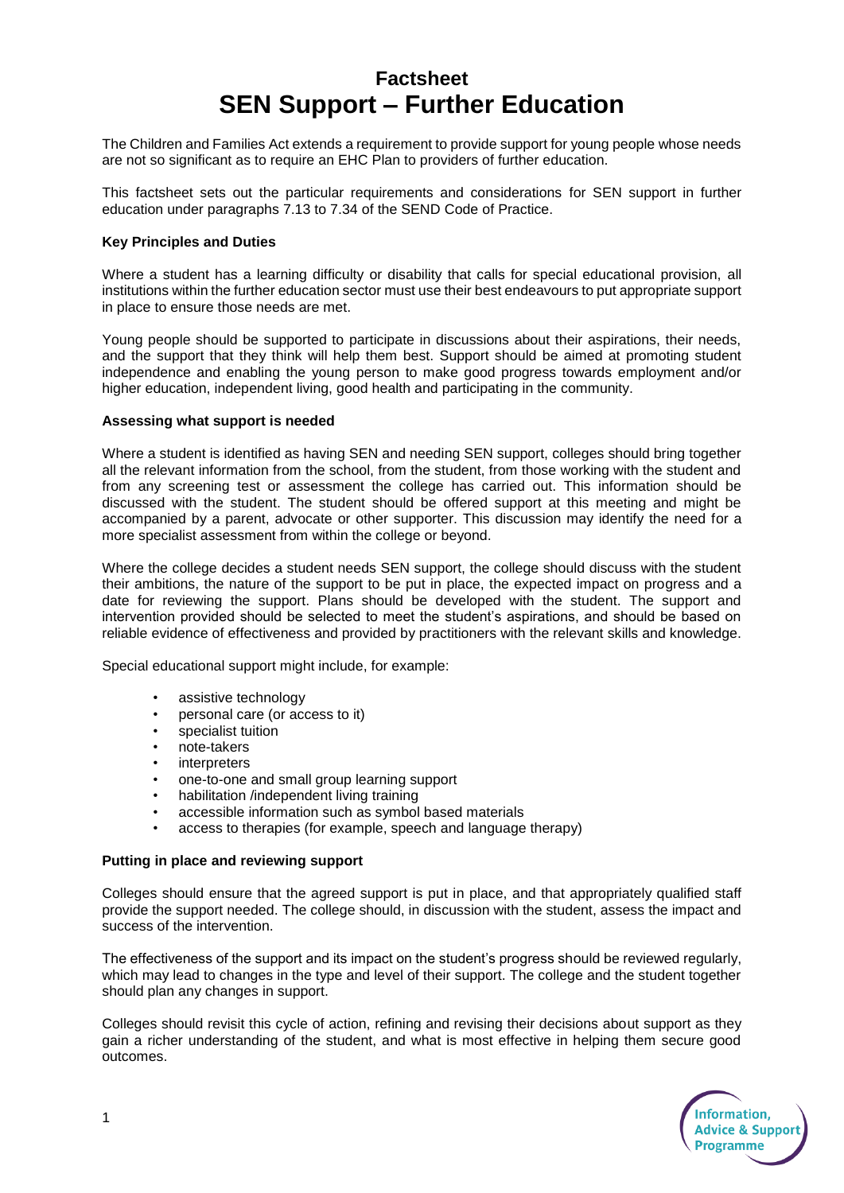# Factsheet
# SEN Support – Further Education

The Children and Families Act extends a requirement to provide support for young people whose needs are not so significant as to require an EHC Plan to providers of further education.

This factsheet sets out the particular requirements and considerations for SEN support in further education under paragraphs 7.13 to 7.34 of the SEND Code of Practice.

**Key Principles and Duties**

Where a student has a learning difficulty or disability that calls for special educational provision, all institutions within the further education sector must use their best endeavours to put appropriate support in place to ensure those needs are met.

Young people should be supported to participate in discussions about their aspirations, their needs, and the support that they think will help them best. Support should be aimed at promoting student independence and enabling the young person to make good progress towards employment and/or higher education, independent living, good health and participating in the community.

**Assessing what support is needed**

Where a student is identified as having SEN and needing SEN support, colleges should bring together all the relevant information from the school, from the student, from those working with the student and from any screening test or assessment the college has carried out. This information should be discussed with the student. The student should be offered support at this meeting and might be accompanied by a parent, advocate or other supporter. This discussion may identify the need for a more specialist assessment from within the college or beyond.

Where the college decides a student needs SEN support, the college should discuss with the student their ambitions, the nature of the support to be put in place, the expected impact on progress and a date for reviewing the support. Plans should be developed with the student. The support and intervention provided should be selected to meet the student's aspirations, and should be based on reliable evidence of effectiveness and provided by practitioners with the relevant skills and knowledge.

Special educational support might include, for example:

- assistive technology
- personal care (or access to it)
- specialist tuition
- note-takers
- interpreters
- one-to-one and small group learning support
- habilitation /independent living training
- accessible information such as symbol based materials
- access to therapies (for example, speech and language therapy)

**Putting in place and reviewing support**

Colleges should ensure that the agreed support is put in place, and that appropriately qualified staff provide the support needed. The college should, in discussion with the student, assess the impact and success of the intervention.

The effectiveness of the support and its impact on the student's progress should be reviewed regularly, which may lead to changes in the type and level of their support. The college and the student together should plan any changes in support.

Colleges should revisit this cycle of action, refining and revising their decisions about support as they gain a richer understanding of the student, and what is most effective in helping them secure good outcomes.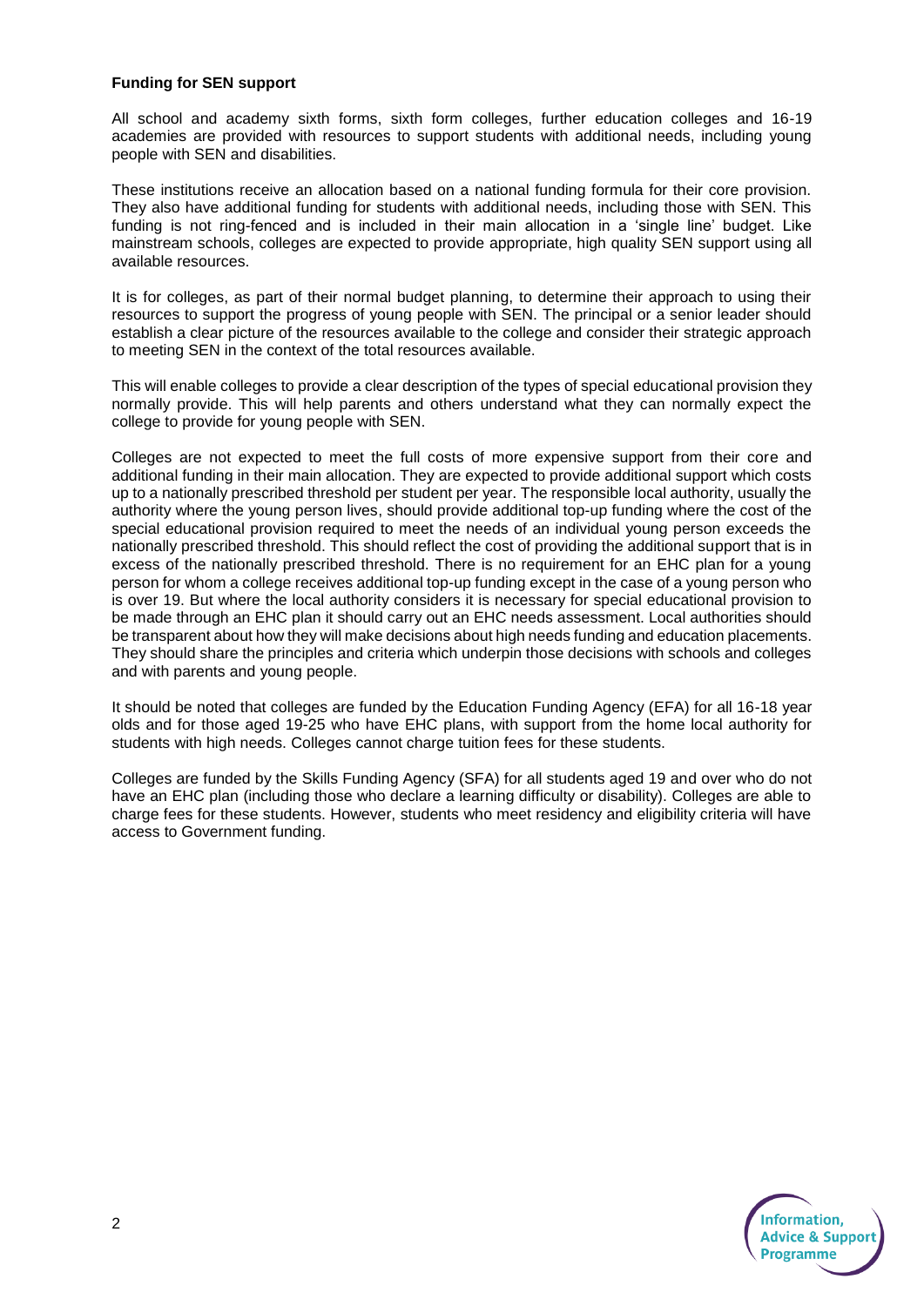**Funding for SEN support**

All school and academy sixth forms, sixth form colleges, further education colleges and 16-19 academies are provided with resources to support students with additional needs, including young people with SEN and disabilities.

These institutions receive an allocation based on a national funding formula for their core provision. They also have additional funding for students with additional needs, including those with SEN. This funding is not ring-fenced and is included in their main allocation in a 'single line' budget. Like mainstream schools, colleges are expected to provide appropriate, high quality SEN support using all available resources.

It is for colleges, as part of their normal budget planning, to determine their approach to using their resources to support the progress of young people with SEN. The principal or a senior leader should establish a clear picture of the resources available to the college and consider their strategic approach to meeting SEN in the context of the total resources available.

This will enable colleges to provide a clear description of the types of special educational provision they normally provide. This will help parents and others understand what they can normally expect the college to provide for young people with SEN.

Colleges are not expected to meet the full costs of more expensive support from their core and additional funding in their main allocation. They are expected to provide additional support which costs up to a nationally prescribed threshold per student per year. The responsible local authority, usually the authority where the young person lives, should provide additional top-up funding where the cost of the special educational provision required to meet the needs of an individual young person exceeds the nationally prescribed threshold. This should reflect the cost of providing the additional support that is in excess of the nationally prescribed threshold. There is no requirement for an EHC plan for a young person for whom a college receives additional top-up funding except in the case of a young person who is over 19. But where the local authority considers it is necessary for special educational provision to be made through an EHC plan it should carry out an EHC needs assessment. Local authorities should be transparent about how they will make decisions about high needs funding and education placements. They should share the principles and criteria which underpin those decisions with schools and colleges and with parents and young people.

It should be noted that colleges are funded by the Education Funding Agency (EFA) for all 16-18 year olds and for those aged 19-25 who have EHC plans, with support from the home local authority for students with high needs. Colleges cannot charge tuition fees for these students.

Colleges are funded by the Skills Funding Agency (SFA) for all students aged 19 and over who do not have an EHC plan (including those who declare a learning difficulty or disability). Colleges are able to charge fees for these students. However, students who meet residency and eligibility criteria will have access to Government funding.